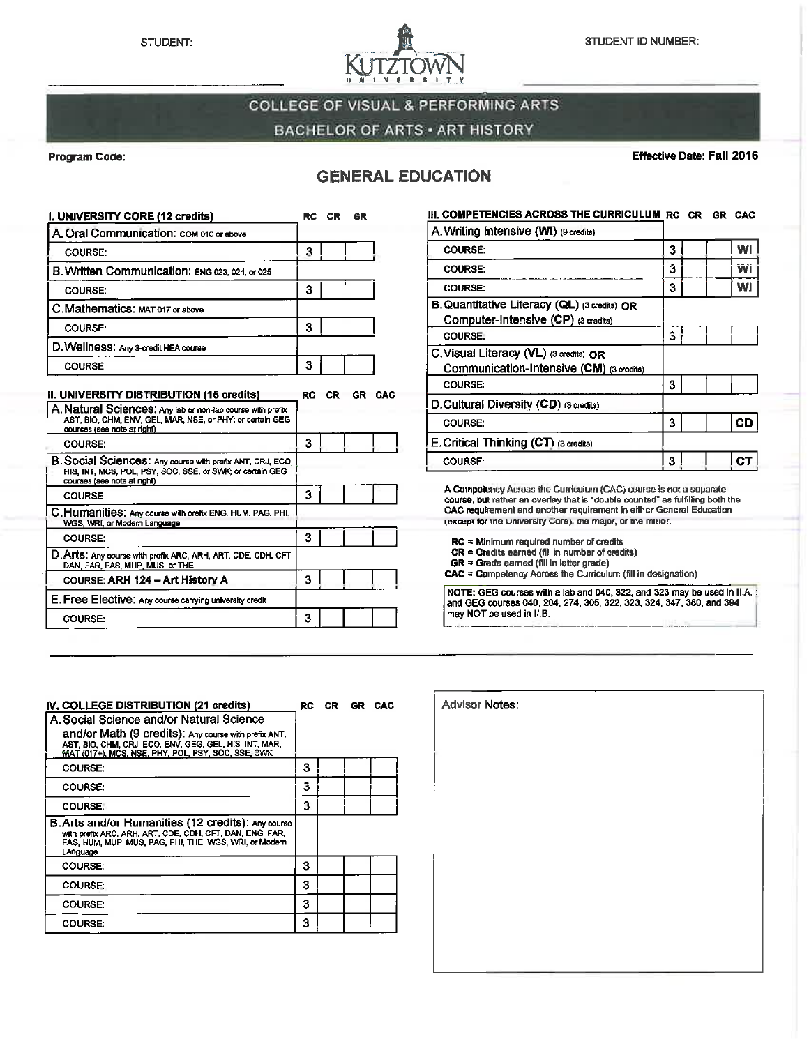STUDENT:

STUDENT ID NUMBER:

KUTZTOWN UNIVERSITY

# COLLEGE OF VISUAL & PERFORMING ARTS

## BACHELOR OF ARTS • ART HISTORY

**Program Code:**

**Effective Date: Fall 2016**

## GENERAL EDUCATION

| I. UNIVERSITY CORE (12 credits) | RC | CR | GR |
|---|---|---|---|
| A. Oral Communication: COM 010 or above | | | |
| COURSE: | 3 | | |
| B. Written Communication: ENG 023, 024, or 025 | | | |
| COURSE: | 3 | | |
| C. Mathematics: MAT 017 or above | | | |
| COURSE: | 3 | | |
| D. Wellness: Any 3-credit HEA course | | | |
| COURSE: | 3 | | |

| II. UNIVERSITY DISTRIBUTION (15 credits) | RC | CR | GR | CAC |
|---|---|---|---|---|
| A. Natural Sciences: Any lab or non-lab course with prefix AST, BIO, CHM, ENV, GEL, MAR, NSE, or PHY; or certain GEG courses (see note at right) | | | | |
| COURSE: | 3 | | | |
| B. Social Sciences: Any course with prefix ANT, CRJ, ECO, HIS, INT, MCS, POL, PSY, SOC, SSE, or SWK; or certain GEG courses (see note at right) | | | | |
| COURSE | 3 | | | |
| C. Humanities: Any course with prefix ENG, HUM, PAG, PHI, WGS, WRI, or Modern Language | | | | |
| COURSE: | 3 | | | |
| D. Arts: Any course with prefix ARC, ARH, ART, CDE, CDH, CFT, DAN, FAR, FAS, MUP, MUS, or THE | | | | |
| COURSE: ARH 124 – Art History A | 3 | | | |
| E. Free Elective: Any course carrying university credit | | | | |
| COURSE: | 3 | | | |

| III. COMPETENCIES ACROSS THE CURRICULUM | RC | CR | GR | CAC |
|---|---|---|---|---|
| A. Writing Intensive (WI) (9 credits) | | | | |
| COURSE: | 3 | | | WI |
| COURSE: | 3 | | | WI |
| COURSE: | 3 | | | WI |
| B. Quantitative Literacy (QL) (3 credits) OR Computer-Intensive (CP) (3 credits) | | | | |
| COURSE: | 3 | | | |
| C. Visual Literacy (VL) (3 credits) OR Communication-Intensive (CM) (3 credits) | | | | |
| COURSE: | 3 | | | |
| D. Cultural Diversity (CD) (3 credits) | | | | |
| COURSE: | 3 | | | CD |
| E. Critical Thinking (CT) (3 credits) | | | | |
| COURSE: | 3 | | | CT |

A Competency Across the Curriculum (CAC) course is not a separate course, but rather an overlay that is "double counted" as fulfilling both the CAC requirement and another requirement in either General Education (except for the University Core), the major, or the minor.

- **RC** = Minimum required number of credits
- **CR** = Credits earned (fill in number of credits)
- **GR** = Grade earned (fill in letter grade)
- **CAC** = Competency Across the Curriculum (fill in designation)

**NOTE:** GEG courses with a lab and 040, 322, and 323 may be used in II.A. and GEG courses 040, 204, 274, 305, 322, 323, 324, 347, 380, and 394 may NOT be used in II.B.

| IV. COLLEGE DISTRIBUTION (21 credits) | RC | CR | GR | CAC |
|---|---|---|---|---|
| A. Social Science and/or Natural Science and/or Math (9 credits): Any course with prefix ANT, AST, BIO, CHM, CRJ, ECO, ENV, GEG, GEL, HIS, INT, MAR, MAT (017+), MCS, NSE, PHY, POL, PSY, SOC, SSE, SWK | | | | |
| COURSE: | 3 | | | |
| COURSE: | 3 | | | |
| COURSE: | 3 | | | |
| B. Arts and/or Humanities (12 credits): Any course with prefix ARC, ARH, ART, CDE, CDH, CFT, DAN, ENG, FAR, FAS, HUM, MUP, MUS, PAG, PHI, THE, WGS, WRI, or Modern Language | | | | |
| COURSE: | 3 | | | |
| COURSE: | 3 | | | |
| COURSE: | 3 | | | |
| COURSE: | 3 | | | |

Advisor Notes: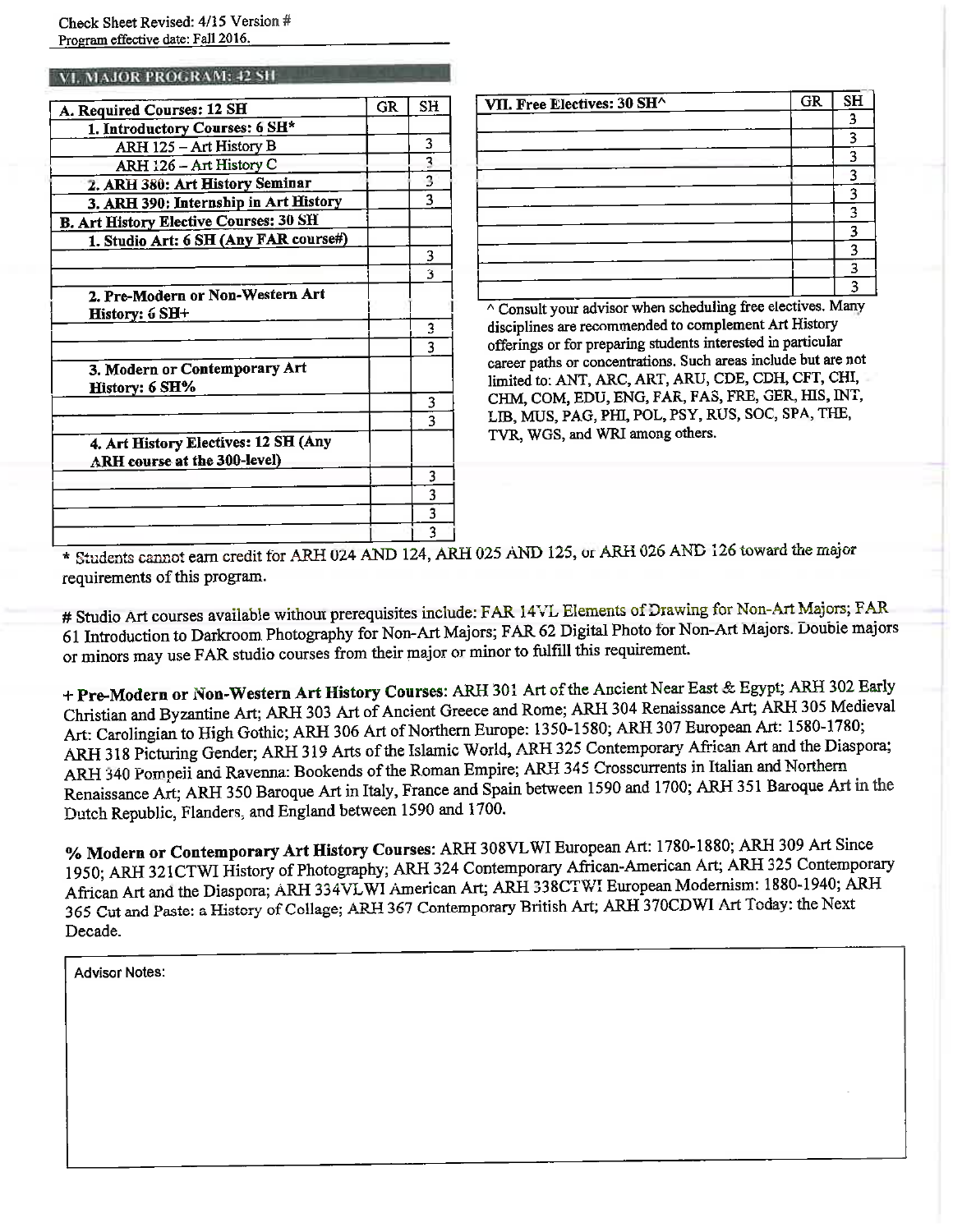Check Sheet Revised: 4/15 Version #
Program effective date: Fall 2016.

## VI. MAJOR PROGRAM: 42 SH

| A. Required Courses: 12 SH | GR | SH |
|---|---|---|
| 1. Introductory Courses: 6 SH* | | |
| ARH 125 – Art History B | | 3 |
| ARH 126 – Art History C | | 3 |
| 2. ARH 380: Art History Seminar | | 3 |
| 3. ARH 390: Internship in Art History | | 3 |
| **B. Art History Elective Courses: 30 SH** | | |
| 1. Studio Art: 6 SH (Any FAR course#) | | |
| | | 3 |
| | | 3 |
| 2. Pre-Modern or Non-Western Art History: 6 SH+ | | |
| | | 3 |
| | | 3 |
| 3. Modern or Contemporary Art History: 6 SH% | | |
| | | 3 |
| | | 3 |
| 4. Art History Electives: 12 SH (Any ARH course at the 300-level) | | |
| | | 3 |
| | | 3 |
| | | 3 |
| | | 3 |

| VII. Free Electives: 30 SH^ | GR | SH |
|---|---|---|
| | | 3 |
| | | 3 |
| | | 3 |
| | | 3 |
| | | 3 |
| | | 3 |
| | | 3 |
| | | 3 |
| | | 3 |
| | | 3 |

^ Consult your advisor when scheduling free electives. Many disciplines are recommended to complement Art History offerings or for preparing students interested in particular career paths or concentrations. Such areas include but are not limited to: ANT, ARC, ART, ARU, CDE, CDH, CFT, CHI, CHM, COM, EDU, ENG, FAR, FAS, FRE, GER, HIS, INT, LIB, MUS, PAG, PHI, POL, PSY, RUS, SOC, SPA, THE, TVR, WGS, and WRI among others.

* Students cannot earn credit for ARH 024 AND 124, ARH 025 AND 125, or ARH 026 AND 126 toward the major requirements of this program.

# Studio Art courses available without prerequisites include: FAR 14VL Elements of Drawing for Non-Art Majors; FAR 61 Introduction to Darkroom Photography for Non-Art Majors; FAR 62 Digital Photo for Non-Art Majors. Double majors or minors may use FAR studio courses from their major or minor to fulfill this requirement.

**+ Pre-Modern or Non-Western Art History Courses**: ARH 301 Art of the Ancient Near East & Egypt; ARH 302 Early Christian and Byzantine Art; ARH 303 Art of Ancient Greece and Rome; ARH 304 Renaissance Art; ARH 305 Medieval Art: Carolingian to High Gothic; ARH 306 Art of Northern Europe: 1350-1580; ARH 307 European Art: 1580-1780; ARH 318 Picturing Gender; ARH 319 Arts of the Islamic World, ARH 325 Contemporary African Art and the Diaspora; ARH 340 Pompeii and Ravenna: Bookends of the Roman Empire; ARH 345 Crosscurrents in Italian and Northern Renaissance Art; ARH 350 Baroque Art in Italy, France and Spain between 1590 and 1700; ARH 351 Baroque Art in the Dutch Republic, Flanders, and England between 1590 and 1700.

**% Modern or Contemporary Art History Courses**: ARH 308VLWI European Art: 1780-1880; ARH 309 Art Since 1950; ARH 321CTWI History of Photography; ARH 324 Contemporary African-American Art; ARH 325 Contemporary African Art and the Diaspora; ARH 334VLWI American Art; ARH 338CTWI European Modernism: 1880-1940; ARH 365 Cut and Paste: a History of Collage; ARH 367 Contemporary British Art; ARH 370CDWI Art Today: the Next Decade.

Advisor Notes: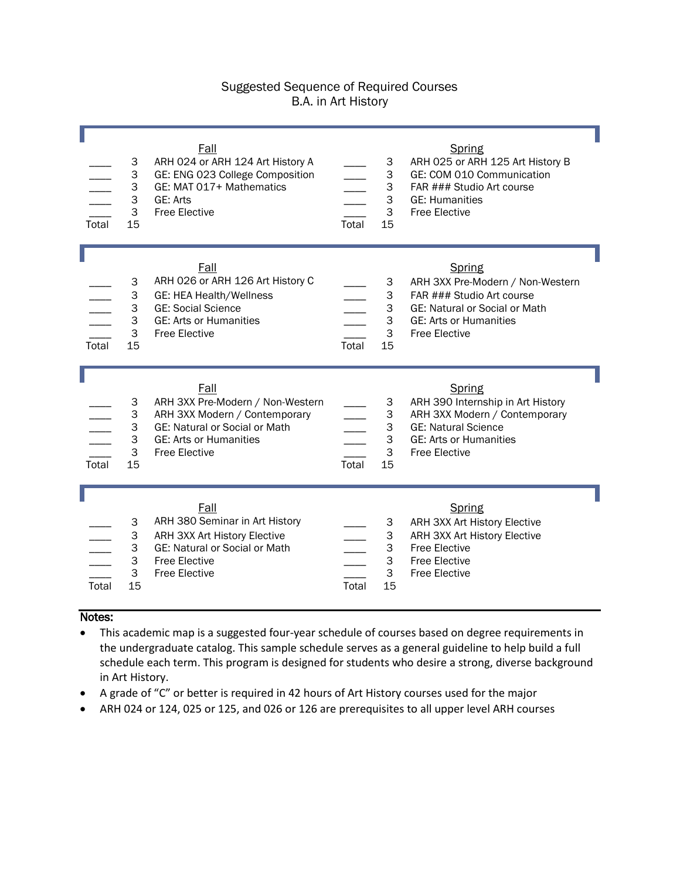Suggested Sequence of Required Courses
B.A. in Art History

| | | Fall | | | Spring |
|---|---|---|---|---|---|
| ____ | 3 | ARH 024 or ARH 124 Art History A | ____ | 3 | ARH 025 or ARH 125 Art History B |
| ____ | 3 | GE: ENG 023 College Composition | ____ | 3 | GE: COM 010 Communication |
| ____ | 3 | GE: MAT 017+ Mathematics | ____ | 3 | FAR ### Studio Art course |
| ____ | 3 | GE: Arts | ____ | 3 | GE: Humanities |
| ____ | 3 | Free Elective | ____ | 3 | Free Elective |
| Total | 15 | | Total | 15 | |

| | | Fall | | | Spring |
|---|---|---|---|---|---|
| ____ | 3 | ARH 026 or ARH 126 Art History C | ____ | 3 | ARH 3XX Pre-Modern / Non-Western |
| ____ | 3 | GE: HEA Health/Wellness | ____ | 3 | FAR ### Studio Art course |
| ____ | 3 | GE: Social Science | ____ | 3 | GE: Natural or Social or Math |
| ____ | 3 | GE: Arts or Humanities | ____ | 3 | GE: Arts or Humanities |
| ____ | 3 | Free Elective | ____ | 3 | Free Elective |
| Total | 15 | | Total | 15 | |

| | | Fall | | | Spring |
|---|---|---|---|---|---|
| ____ | 3 | ARH 3XX Pre-Modern / Non-Western | ____ | 3 | ARH 390 Internship in Art History |
| ____ | 3 | ARH 3XX Modern / Contemporary | ____ | 3 | ARH 3XX Modern / Contemporary |
| ____ | 3 | GE: Natural or Social or Math | ____ | 3 | GE: Natural Science |
| ____ | 3 | GE: Arts or Humanities | ____ | 3 | GE: Arts or Humanities |
| ____ | 3 | Free Elective | ____ | 3 | Free Elective |
| Total | 15 | | Total | 15 | |

| | | Fall | | | Spring |
|---|---|---|---|---|---|
| ____ | 3 | ARH 380 Seminar in Art History | ____ | 3 | ARH 3XX Art History Elective |
| ____ | 3 | ARH 3XX Art History Elective | ____ | 3 | ARH 3XX Art History Elective |
| ____ | 3 | GE: Natural or Social or Math | ____ | 3 | Free Elective |
| ____ | 3 | Free Elective | ____ | 3 | Free Elective |
| ____ | 3 | Free Elective | ____ | 3 | Free Elective |
| Total | 15 | | Total | 15 | |

**Notes:**

- This academic map is a suggested four-year schedule of courses based on degree requirements in the undergraduate catalog. This sample schedule serves as a general guideline to help build a full schedule each term. This program is designed for students who desire a strong, diverse background in Art History.
- A grade of "C" or better is required in 42 hours of Art History courses used for the major
- ARH 024 or 124, 025 or 125, and 026 or 126 are prerequisites to all upper level ARH courses